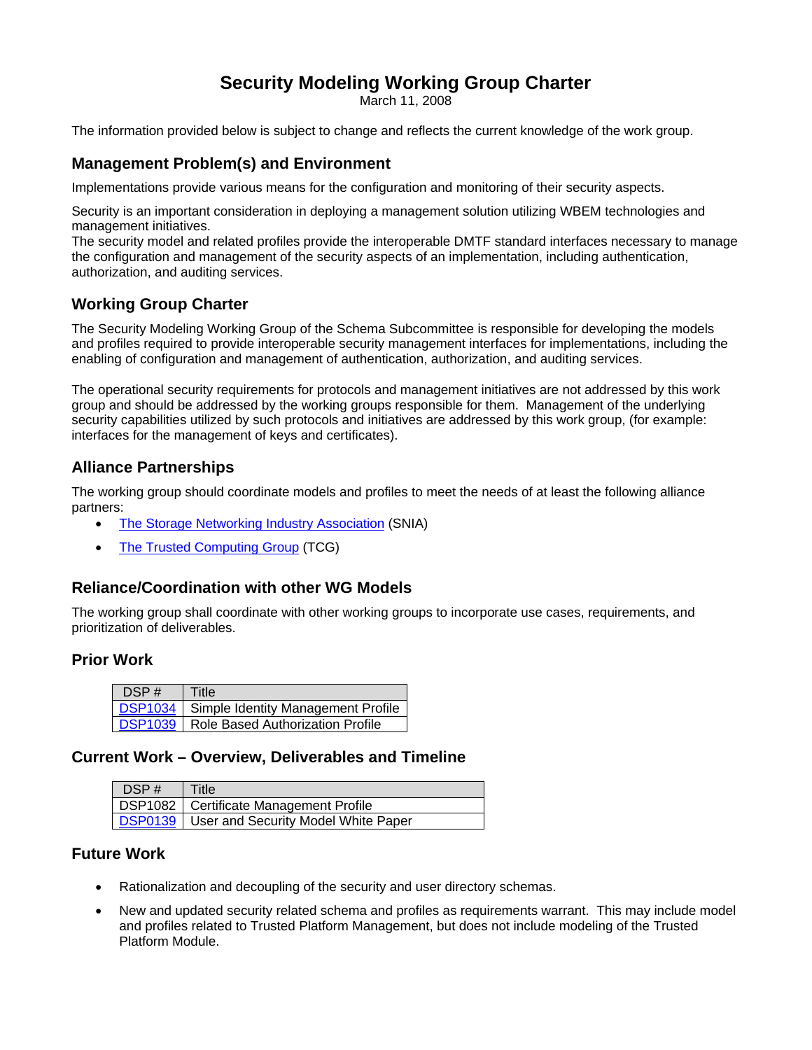# Security Modeling Working Group Charter

March 11, 2008

The information provided below is subject to change and reflects the current knowledge of the work group.

## Management Problem(s) and Environment

Implementations provide various means for the configuration and monitoring of their security aspects.

Security is an important consideration in deploying a management solution utilizing WBEM technologies and management initiatives.
The security model and related profiles provide the interoperable DMTF standard interfaces necessary to manage the configuration and management of the security aspects of an implementation, including authentication, authorization, and auditing services.

## Working Group Charter

The Security Modeling Working Group of the Schema Subcommittee is responsible for developing the models and profiles required to provide interoperable security management interfaces for implementations, including the enabling of configuration and management of authentication, authorization, and auditing services.

The operational security requirements for protocols and management initiatives are not addressed by this work group and should be addressed by the working groups responsible for them. Management of the underlying security capabilities utilized by such protocols and initiatives are addressed by this work group, (for example: interfaces for the management of keys and certificates).

## Alliance Partnerships

The working group should coordinate models and profiles to meet the needs of at least the following alliance partners:

- The Storage Networking Industry Association (SNIA)
- The Trusted Computing Group (TCG)

## Reliance/Coordination with other WG Models

The working group shall coordinate with other working groups to incorporate use cases, requirements, and prioritization of deliverables.

## Prior Work

| DSP # | Title |
| --- | --- |
| DSP1034 | Simple Identity Management Profile |
| DSP1039 | Role Based Authorization Profile |

## Current Work – Overview, Deliverables and Timeline

| DSP # | Title |
| --- | --- |
| DSP1082 | Certificate Management Profile |
| DSP0139 | User and Security Model White Paper |

## Future Work

- Rationalization and decoupling of the security and user directory schemas.
- New and updated security related schema and profiles as requirements warrant. This may include model and profiles related to Trusted Platform Management, but does not include modeling of the Trusted Platform Module.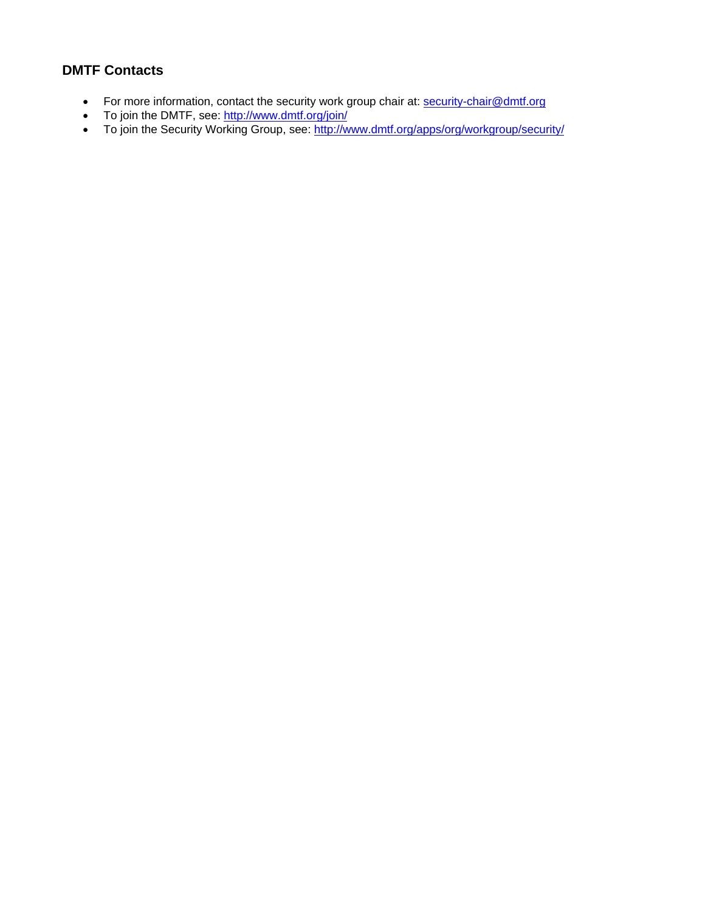### DMTF Contacts

- For more information, contact the security work group chair at: security-chair@dmtf.org
- To join the DMTF, see: http://www.dmtf.org/join/
- To join the Security Working Group, see: http://www.dmtf.org/apps/org/workgroup/security/